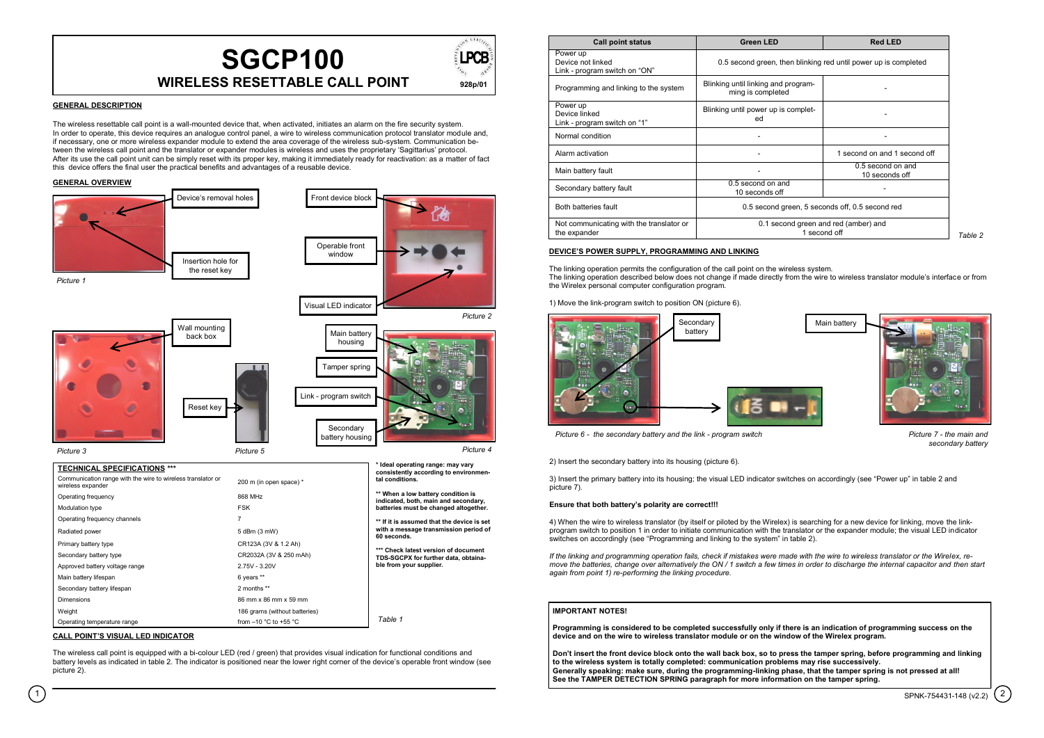# SGCP100

## WIRELESS RESETTABLE CALL POINT

928p/01

### GENERAL DESCRIPTION

The wireless resettable call point is a wall-mounted device that, when activated, initiates an alarm on the fire security system.
In order to operate, this device requires an analogue control panel, a wire to wireless communication protocol translator module and, if necessary, one or more wireless expander module to extend the area coverage of the wireless sub-system. Communication between the wireless call point and the translator or expander modules is wireless and uses the proprietary 'Sagittarius' protocol.
After its use the call point unit can be simply reset with its proper key, making it immediately ready for reactivation: as a matter of fact this device offers the final user the practical benefits and advantages of a reusable device.

### GENERAL OVERVIEW

Device's removal holes

Insertion hole for the reset key

Picture 1

Front device block

Operable front window

Visual LED indicator

Picture 2

Wall mounting back box

Reset key

Picture 3

Picture 5

Main battery housing

Tamper spring

Link - program switch

Secondary battery housing

Picture 4

| TECHNICAL SPECIFICATIONS *** | |
|---|---|
| Communication range with the wire to wireless translator or wireless expander | 200 m (in open space) * |
| Operating frequency | 868 MHz |
| Modulation type | FSK |
| Operating frequency channels | 7 |
| Radiated power | 5 dBm (3 mW) |
| Primary battery type | CR123A (3V & 1.2 Ah) |
| Secondary battery type | CR2032A (3V & 250 mAh) |
| Approved battery voltage range | 2.75V - 3.20V |
| Main battery lifespan | 6 years ** |
| Secondary battery lifespan | 2 months ** |
| Dimensions | 86 mm x 86 mm x 59 mm |
| Weight | 186 grams (without batteries) |
| Operating temperature range | from –10 °C to +55 °C |

**\* Ideal operating range: may vary consistently according to environmental conditions.**

**\*\* When a low battery condition is indicated, both, main and secondary, batteries must be changed altogether.**

**\*\* If it is assumed that the device is set with a message transmission period of 60 seconds.**

**\*\*\* Check latest version of document TDS-SGCPX for further data, obtainable from your supplier.**

*Table 1*

### CALL POINT'S VISUAL LED INDICATOR

The wireless call point is equipped with a bi-colour LED (red / green) that provides visual indication for functional conditions and battery levels as indicated in table 2. The indicator is positioned near the lower right corner of the device's operable front window (see picture 2).

| Call point status | Green LED | Red LED |
|---|---|---|
| Power up<br>Device not linked<br>Link - program switch on "ON" | 0.5 second green, then blinking red until power up is completed | |
| Programming and linking to the system | Blinking until linking and programming is completed | - |
| Power up<br>Device linked<br>Link - program switch on "1" | Blinking until power up is completed | - |
| Normal condition | - | - |
| Alarm activation | - | 1 second on and 1 second off |
| Main battery fault | - | 0.5 second on and 10 seconds off |
| Secondary battery fault | 0.5 second on and 10 seconds off | - |
| Both batteries fault | 0.5 second green, 5 seconds off, 0.5 second red | |
| Not communicating with the translator or the expander | 0.1 second green and red (amber) and 1 second off | |

*Table 2*

### DEVICE'S POWER SUPPLY, PROGRAMMING AND LINKING

The linking operation permits the configuration of the call point on the wireless system.
The linking operation described below does not change if made directly from the wire to wireless translator module's interface or from the Wirelex personal computer configuration program.

1) Move the link-program switch to position ON (picture 6).

Secondary battery

Main battery

*Picture 6 - the secondary battery and the link - program switch*

*Picture 7 - the main and secondary battery*

2) Insert the secondary battery into its housing (picture 6).

3) Insert the primary battery into its housing; the visual LED indicator switches on accordingly (see "Power up" in table 2 and picture 7).

**Ensure that both battery's polarity are correct!!!**

4) When the wire to wireless translator (by itself or piloted by the Wirelex) is searching for a new device for linking, move the link-program switch to position 1 in order to initiate communication with the translator or the expander module; the visual LED indicator switches on accordingly (see "Programming and linking to the system" in table 2).

*If the linking and programming operation fails, check if mistakes were made with the wire to wireless translator or the Wirelex, remove the batteries, change over alternatively the ON / 1 switch a few times in order to discharge the internal capacitor and then start again from point 1) re-performing the linking procedure.*

**IMPORTANT NOTES!**

**Programming is considered to be completed successfully only if there is an indication of programming success on the device and on the wire to wireless translator module or on the window of the Wirelex program.**

**Don't insert the front device block onto the wall back box, so to press the tamper spring, before programming and linking to the wireless system is totally completed: communication problems may rise successively.**
**Generally speaking: make sure, during the programming-linking phase, that the tamper spring is not pressed at all!**
**See the TAMPER DETECTION SPRING paragraph for more information on the tamper spring.**

SPNK-754431-148 (v2.2)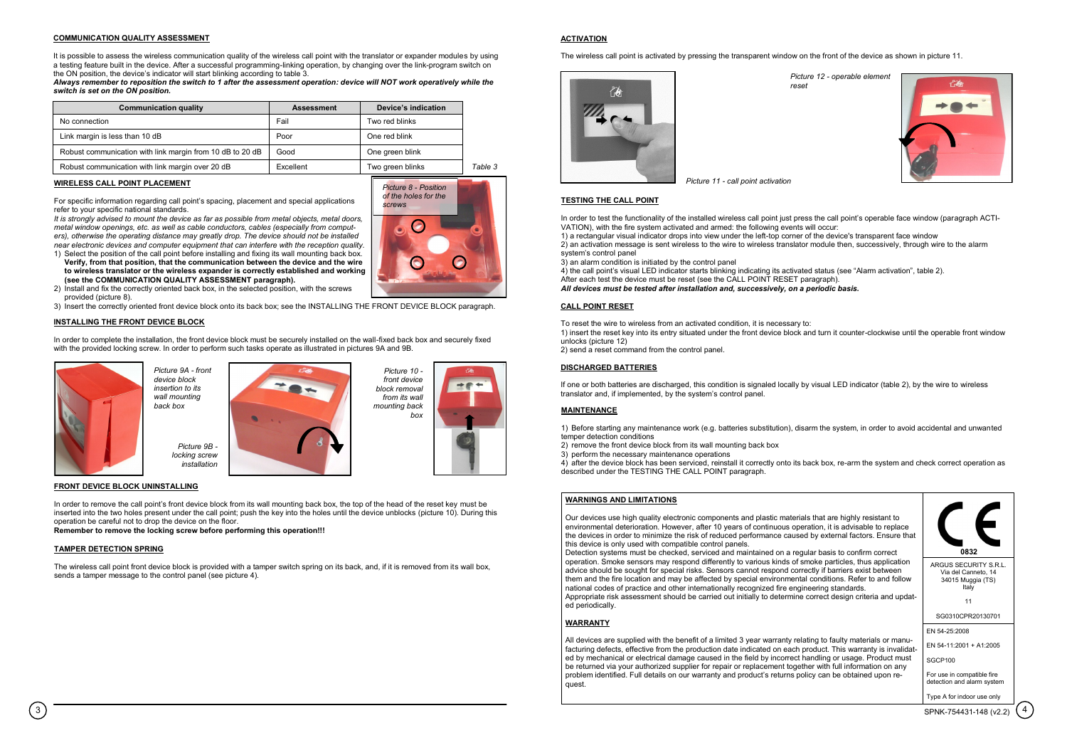## COMMUNICATION QUALITY ASSESSMENT

It is possible to assess the wireless communication quality of the wireless call point with the translator or expander modules by using a testing feature built in the device. After a successful programming-linking operation, by changing over the link-program switch on the ON position, the device's indicator will start blinking according to table 3.

***Always remember to reposition the switch to 1 after the assessment operation: device will NOT work operatively while the switch is set on the ON position.***

| Communication quality | Assessment | Device's indication |
|---|---|---|
| No connection | Fail | Two red blinks |
| Link margin is less than 10 dB | Poor | One red blink |
| Robust communication with link margin from 10 dB to 20 dB | Good | One green blink |
| Robust communication with link margin over 20 dB | Excellent | Two green blinks |

*Table 3*

## WIRELESS CALL POINT PLACEMENT

For specific information regarding call point's spacing, placement and special applications refer to your specific national standards.

*It is strongly advised to mount the device as far as possible from metal objects, metal doors, metal window openings, etc. as well as cable conductors, cables (especially from computers), otherwise the operating distance may greatly drop. The device should not be installed near electronic devices and computer equipment that can interfere with the reception quality.*

1) Select the position of the call point before installing and fixing its wall mounting back box. **Verify, from that position, that the communication between the device and the wire to wireless translator or the wireless expander is correctly established and working (see the COMMUNICATION QUALITY ASSESSMENT paragraph).**
2) Install and fix the correctly oriented back box, in the selected position, with the screws provided (picture 8).
3) Insert the correctly oriented front device block onto its back box; see the INSTALLING THE FRONT DEVICE BLOCK paragraph.

*Picture 8 - Position of the holes for the screws*

## INSTALLING THE FRONT DEVICE BLOCK

In order to complete the installation, the front device block must be securely installed on the wall-fixed back box and securely fixed with the provided locking screw. In order to perform such tasks operate as illustrated in pictures 9A and 9B.

*Picture 9A - front device block insertion to its wall mounting back box*

*Picture 9B - locking screw installation*

*Picture 10 - front device block removal from its wall mounting back box*

## FRONT DEVICE BLOCK UNINSTALLING

In order to remove the call point's front device block from its wall mounting back box, the top of the head of the reset key must be inserted into the two holes present under the call point; push the key into the holes until the device unblocks (picture 10). During this operation be careful not to drop the device on the floor.

**Remember to remove the locking screw before performing this operation!!!**

## TAMPER DETECTION SPRING

The wireless call point front device block is provided with a tamper switch spring on its back, and, if it is removed from its wall box, sends a tamper message to the control panel (see picture 4).

## ACTIVATION

The wireless call point is activated by pressing the transparent window on the front of the device as shown in picture 11.

*Picture 11 - call point activation*

*Picture 12 - operable element reset*

## TESTING THE CALL POINT

In order to test the functionality of the installed wireless call point just press the call point's operable face window (paragraph ACTIVATION), with the fire system activated and armed: the following events will occur:

1) a rectangular visual indicator drops into view under the left-top corner of the device's transparent face window
2) an activation message is sent wireless to the wire to wireless translator module then, successively, through wire to the alarm system's control panel
3) an alarm condition is initiated by the control panel
4) the call point's visual LED indicator starts blinking indicating its activated status (see "Alarm activation", table 2).

After each test the device must be reset (see the CALL POINT RESET paragraph).

***All devices must be tested after installation and, successively, on a periodic basis.***

## CALL POINT RESET

To reset the wire to wireless from an activated condition, it is necessary to:

1) insert the reset key into its entry situated under the front device block and turn it counter-clockwise until the operable front window unlocks (picture 12)
2) send a reset command from the control panel.

## DISCHARGED BATTERIES

If one or both batteries are discharged, this condition is signaled locally by visual LED indicator (table 2), by the wire to wireless translator and, if implemented, by the system's control panel.

## MAINTENANCE

1) Before starting any maintenance work (e.g. batteries substitution), disarm the system, in order to avoid accidental and unwanted temper detection conditions
2) remove the front device block from its wall mounting back box
3) perform the necessary maintenance operations
4) after the device block has been serviced, reinstall it correctly onto its back box, re-arm the system and check correct operation as described under the TESTING THE CALL POINT paragraph.

## WARNINGS AND LIMITATIONS

Our devices use high quality electronic components and plastic materials that are highly resistant to environmental deterioration. However, after 10 years of continuous operation, it is advisable to replace the devices in order to minimize the risk of reduced performance caused by external factors. Ensure that this device is only used with compatible control panels.

Detection systems must be checked, serviced and maintained on a regular basis to confirm correct operation. Smoke sensors may respond differently to various kinds of smoke particles, thus application advice should be sought for special risks. Sensors cannot respond correctly if barriers exist between them and the fire location and may be affected by special environmental conditions. Refer to and follow national codes of practice and other internationally recognized fire engineering standards.

Appropriate risk assessment should be carried out initially to determine correct design criteria and updated periodically.

## WARRANTY

All devices are supplied with the benefit of a limited 3 year warranty relating to faulty materials or manufacturing defects, effective from the production date indicated on each product. This warranty is invalidated by mechanical or electrical damage caused in the field by incorrect handling or usage. Product must be returned via your authorized supplier for repair or replacement together with full information on any problem identified. Full details on our warranty and product's returns policy can be obtained upon request.

CE

0832

ARGUS SECURITY S.R.L.
Via del Canneto, 14
34015 Muggia (TS)
Italy

11

SG0310CPR20130701

EN 54-25:2008

EN 54-11:2001 + A1:2005

SGCP100

For use in compatible fire detection and alarm system

Type A for indoor use only

SPNK-754431-148 (v2.2)